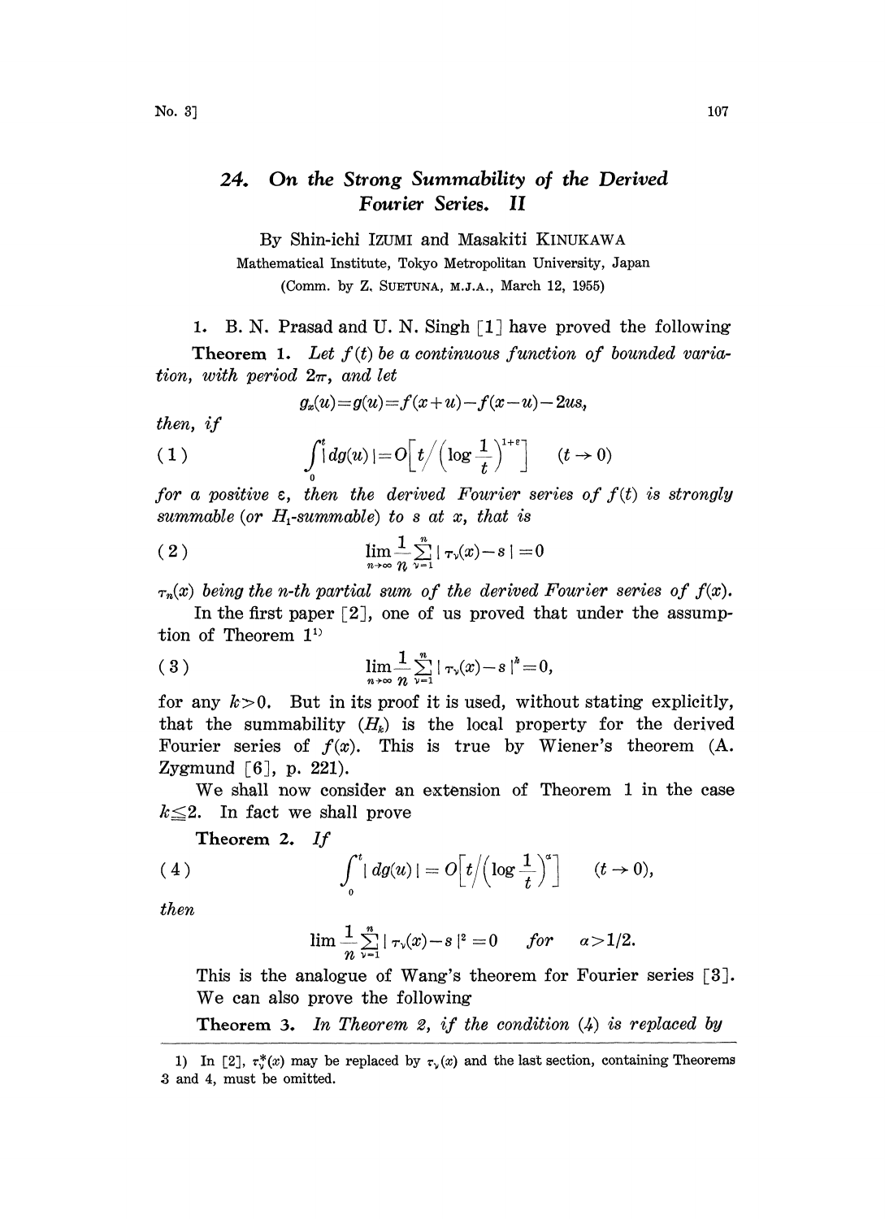# 24. On the Strong Summability of the Derived Fourier Series. II

By Shin-ichi IZUMI and Masakiti KINUKAWA

Mathematical Institute, Tokyo Metropolitan University, Japan

(Comm. by Z. SUETUNA, M.J.A., March 12, 1955)

1. B. N. Prasad and U. N. Singh [1] have proved the following

**Theorem 1.** *Let $f(t)$ be a continuous function of bounded variation, with period $2\pi$, and let*

$$g_x(u)=g(u)=f(x+u)-f(x-u)-2us,$$

*then, if*

$$(1) \qquad \int_0^t |dg(u)|=O\Big[t\Big/\Big(\log\frac{1}{t}\Big)^{1+\varepsilon}\Big] \qquad (t\to 0)$$

*for a positive $\varepsilon$, then the derived Fourier series of $f(t)$ is strongly summable (or $H_1$-summable) to $s$ at $x$, that is*

$$(2) \qquad \lim_{n\to\infty}\frac{1}{n}\sum_{\nu=1}^{n}|\tau_\nu(x)-s|=0$$

*$\tau_n(x)$ being the $n$-th partial sum of the derived Fourier series of $f(x)$.*

In the first paper [2], one of us proved that under the assumption of Theorem 1[1)]

$$(3) \qquad \lim_{n\to\infty}\frac{1}{n}\sum_{\nu=1}^{n}|\tau_\nu(x)-s|^k=0,$$

for any $k>0$. But in its proof it is used, without stating explicitly, that the summability $(H_k)$ is the local property for the derived Fourier series of $f(x)$. This is true by Wiener's theorem (A. Zygmund [6], p. 221).

We shall now consider an extension of Theorem 1 in the case $k\leqq 2$. In fact we shall prove

**Theorem 2.** *If*

$$(4) \qquad \int_0^t |dg(u)|=o\Big[t\Big/\Big(\log\frac{1}{t}\Big)^{\alpha}\Big] \qquad (t\to 0),$$

*then*

$$\lim\frac{1}{n}\sum_{\nu=1}^{n}|\tau_\nu(x)-s|^2=0 \qquad \textit{for} \quad \alpha>1/2.$$

This is the analogue of Wang's theorem for Fourier series [3]. We can also prove the following

**Theorem 3.** *In Theorem 2, if the condition (4) is replaced by*

---

1) In [2], $\tau_\nu^*(x)$ may be replaced by $\tau_\nu(x)$ and the last section, containing Theorems 3 and 4, must be omitted.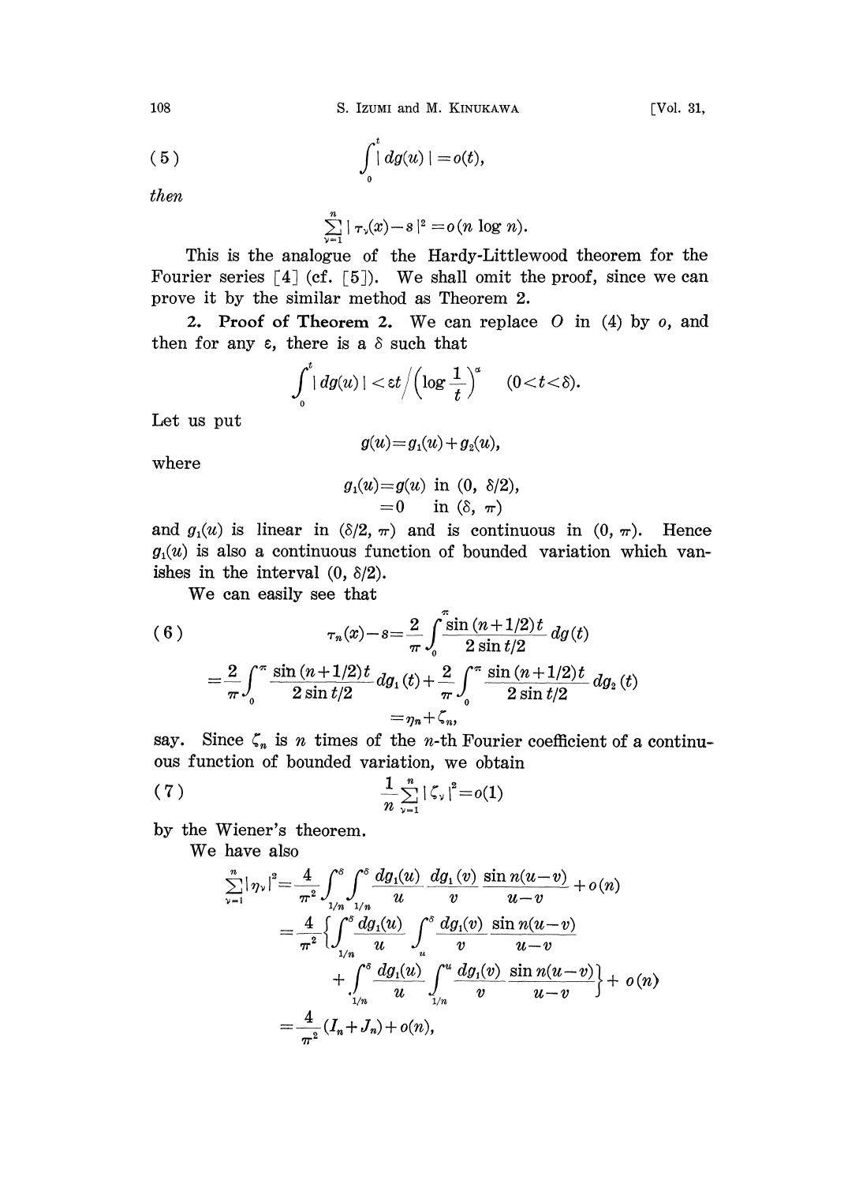$$(5) \qquad \int_0^t |dg(u)| = o(t),$$

*then*

$$\sum_{\nu=1}^{n} |\tau_\nu(x) - s|^2 = o(n \log n).$$

This is the analogue of the Hardy-Littlewood theorem for the Fourier series [4] (cf. [5]). We shall omit the proof, since we can prove it by the similar method as Theorem 2.

**2. Proof of Theorem 2.** We can replace $O$ in (4) by $o$, and then for any $\varepsilon$, there is a $\delta$ such that

$$\int_0^t |dg(u)| < \varepsilon t \Big/ \left(\log \frac{1}{t}\right)^\alpha \qquad (0 < t < \delta).$$

Let us put

$$g(u) = g_1(u) + g_2(u),$$

where

$$\begin{aligned} g_1(u) &= g(u) \text{ in } (0, \delta/2), \\ &= 0 \quad \text{ in } (\delta, \pi) \end{aligned}$$

and $g_1(u)$ is linear in $(\delta/2, \pi)$ and is continuous in $(0, \pi)$. Hence $g_1(u)$ is also a continuous function of bounded variation which vanishes in the interval $(0, \delta/2)$.

We can easily see that

$$(6) \qquad \tau_n(x) - s = \frac{2}{\pi} \int_0^\pi \frac{\sin (n+1/2)t}{2 \sin t/2} dg(t)$$

$$= \frac{2}{\pi} \int_0^\pi \frac{\sin (n+1/2)t}{2 \sin t/2} dg_1(t) + \frac{2}{\pi} \int_0^\pi \frac{\sin (n+1/2)t}{2 \sin t/2} dg_2(t)$$

$$= \eta_n + \zeta_n,$$

say. Since $\zeta_n$ is $n$ times of the $n$-th Fourier coefficient of a continuous function of bounded variation, we obtain

$$(7) \qquad \frac{1}{n} \sum_{\nu=1}^{n} |\zeta_\nu|^2 = o(1)$$

by the Wiener's theorem.

We have also

$$\sum_{\nu=1}^{n} |\eta_\nu|^2 = \frac{4}{\pi^2} \int_{1/n}^{\delta} \int_{1/n}^{\delta} \frac{dg_1(u)}{u} \frac{dg_1(v)}{v} \frac{\sin n(u-v)}{u-v} + o(n)$$

$$= \frac{4}{\pi^2} \left\{ \int_{1/n}^{\delta} \frac{dg_1(u)}{u} \int_{u}^{\delta} \frac{dg_1(v)}{v} \frac{\sin n(u-v)}{u-v} \right.$$

$$\left. + \int_{1/n}^{\delta} \frac{dg_1(u)}{u} \int_{1/n}^{u} \frac{dg_1(v)}{v} \frac{\sin n(u-v)}{u-v} \right\} + o(n)$$

$$= \frac{4}{\pi^2} (I_n + J_n) + o(n),$$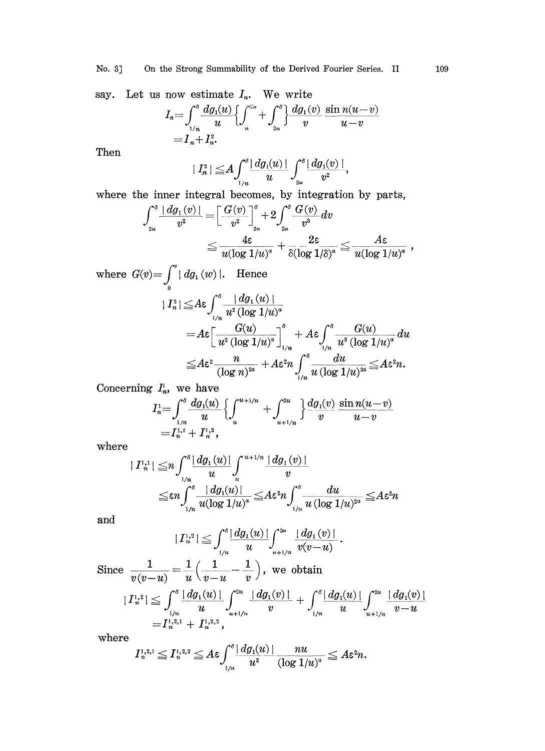say. Let us now estimate $I_n$. We write

$$I_n = \int_{1/n}^{\delta} \frac{dg_1(u)}{u} \left\{ \int_u^{2u} + \int_{2u}^{\delta} \right\} \frac{dg_1(v)}{v} \frac{\sin n(u-v)}{u-v}$$
$$= I_n + I_n^2.$$

Then

$$| I_n^2 | \leqq A \int_{1/n}^{\delta} \frac{| dg_1(u) |}{u} \int_{2u}^{\delta} \frac{| dg_1(v) |}{v^2},$$

where the inner integral becomes, by integration by parts,

$$\int_{2u}^{\delta} \frac{| dg_1(v) |}{v^2} = \left[ \frac{G(v)}{v^2} \right]_{2u}^{\delta} + 2 \int_{2u}^{\delta} \frac{G(v)}{v^3} dv$$
$$\leqq \frac{4\varepsilon}{u(\log 1/u)^{\alpha}} + \frac{2\varepsilon}{\delta(\log 1/\delta)^{\alpha}} \leqq \frac{A\varepsilon}{u(\log 1/u)^{\alpha}},$$

where $G(v) = \int_0^v | dg_1(w) |$. Hence

$$| I_n^2 | \leqq A\varepsilon \int_{1/n}^{\delta} \frac{| dg_1(u) |}{u^2 (\log 1/u)^{\alpha}}$$
$$= A\varepsilon \left[ \frac{G(u)}{u^2 (\log 1/u)^{\alpha}} \right]_{1/n}^{\delta} + A\varepsilon \int_{1/n}^{\delta} \frac{G(u)}{u^3 (\log 1/u)^{\alpha}} du$$
$$\leqq A\varepsilon^2 \frac{n}{(\log n)^{2\alpha}} + A\varepsilon^2 n \int_{1/n}^{\delta} \frac{du}{u (\log 1/u)^{2\alpha}} \leqq A\varepsilon^2 n.$$

Concerning $I_n^1$, we have

$$I_n^1 = \int_{1/n}^{\delta} \frac{dg_1(u)}{u} \left\{ \int_u^{u+1/n} + \int_{u+1/n}^{2u} \right\} \frac{dg_1(v)}{v} \frac{\sin n(u-v)}{u-v}$$
$$= I_n^{1,1} + I_n^{1,2},$$

where

$$| I_n^{1,1} | \leqq n \int_{1/n}^{\delta} \frac{| dg_1(u) |}{u} \int_u^{u+1/n} \frac{| dg_1(v) |}{v}$$
$$\leqq \varepsilon n \int_{1/n}^{\delta} \frac{| dg_1(u) |}{u(\log 1/u)^{\alpha}} \leqq A\varepsilon^2 n \int_{1/n}^{\delta} \frac{du}{u (\log 1/u)^{2\alpha}} \leqq A\varepsilon^2 n$$

and

$$| I_n^{1,2} | \leqq \int_{1/n}^{\delta} \frac{| dg_1(u) |}{u} \int_{u+1/n}^{2u} \frac{| dg_1(v) |}{v(v-u)}.$$

Since $\dfrac{1}{v(v-u)} = \dfrac{1}{u} \left( \dfrac{1}{v-u} - \dfrac{1}{v} \right)$, we obtain

$$| I_n^{1,2} | \leqq \int_{1/n}^{\delta} \frac{| dg_1(u) |}{u} \int_{u+1/n}^{2u} \frac{| dg_1(v) |}{v} + \int_{1/n}^{\delta} \frac{| dg_1(u) |}{u} \int_{u+1/n}^{2u} \frac{| dg_1(v) |}{v-u}$$
$$= I_n^{1,2,1} + I_n^{1,2,2},$$

where

$$I_n^{1,2,1} \leqq I_n^{1,2,2} \leqq A\varepsilon \int_{1/n}^{\delta} \frac{| dg_1(u) |}{u^2} \frac{nu}{(\log 1/u)^{\alpha}} \leqq A\varepsilon^2 n.$$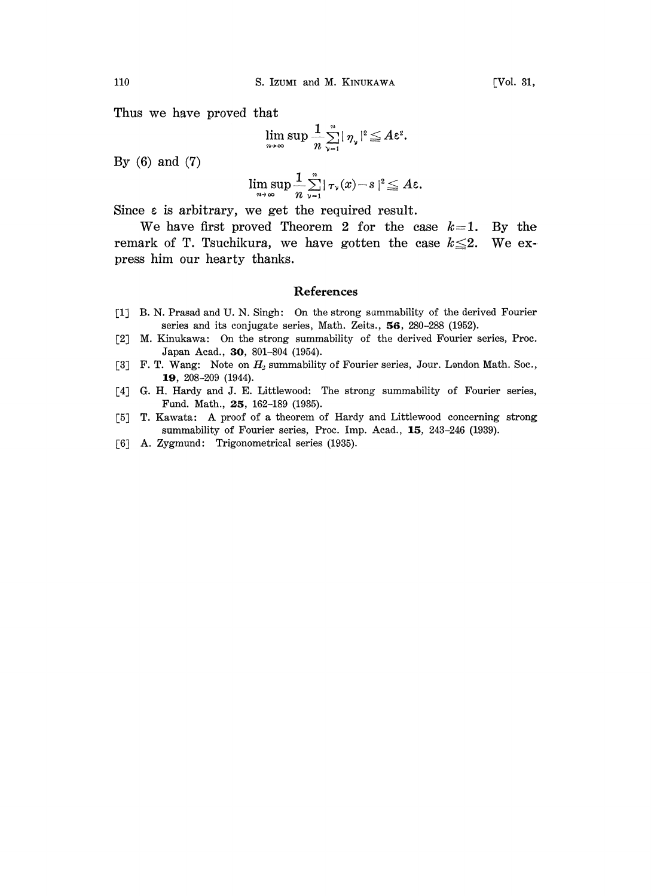Thus we have proved that

$$\limsup_{n\to\infty} \frac{1}{n} \sum_{\nu=1}^{n} |\eta_\nu|^2 \leqq A\varepsilon^2.$$

By (6) and (7)

$$\limsup_{n\to\infty} \frac{1}{n} \sum_{\nu=1}^{n} |\tau_\nu(x) - s|^2 \leqq A\varepsilon.$$

Since $\varepsilon$ is arbitrary, we get the required result.

We have first proved Theorem 2 for the case $k=1$. By the remark of T. Tsuchikura, we have gotten the case $k \leqq 2$. We express him our hearty thanks.

## References

[1] B. N. Prasad and U. N. Singh: On the strong summability of the derived Fourier series and its conjugate series, Math. Zeits., **56**, 280–288 (1952).

[2] M. Kinukawa: On the strong summability of the derived Fourier series, Proc. Japan Acad., **30**, 801–804 (1954).

[3] F. T. Wang: Note on $H_2$ summability of Fourier series, Jour. London Math. Soc., **19**, 208–209 (1944).

[4] G. H. Hardy and J. E. Littlewood: The strong summability of Fourier series, Fund. Math., **25**, 162–189 (1935).

[5] T. Kawata: A proof of a theorem of Hardy and Littlewood concerning strong summability of Fourier series, Proc. Imp. Acad., **15**, 243–246 (1939).

[6] A. Zygmund: Trigonometrical series (1935).